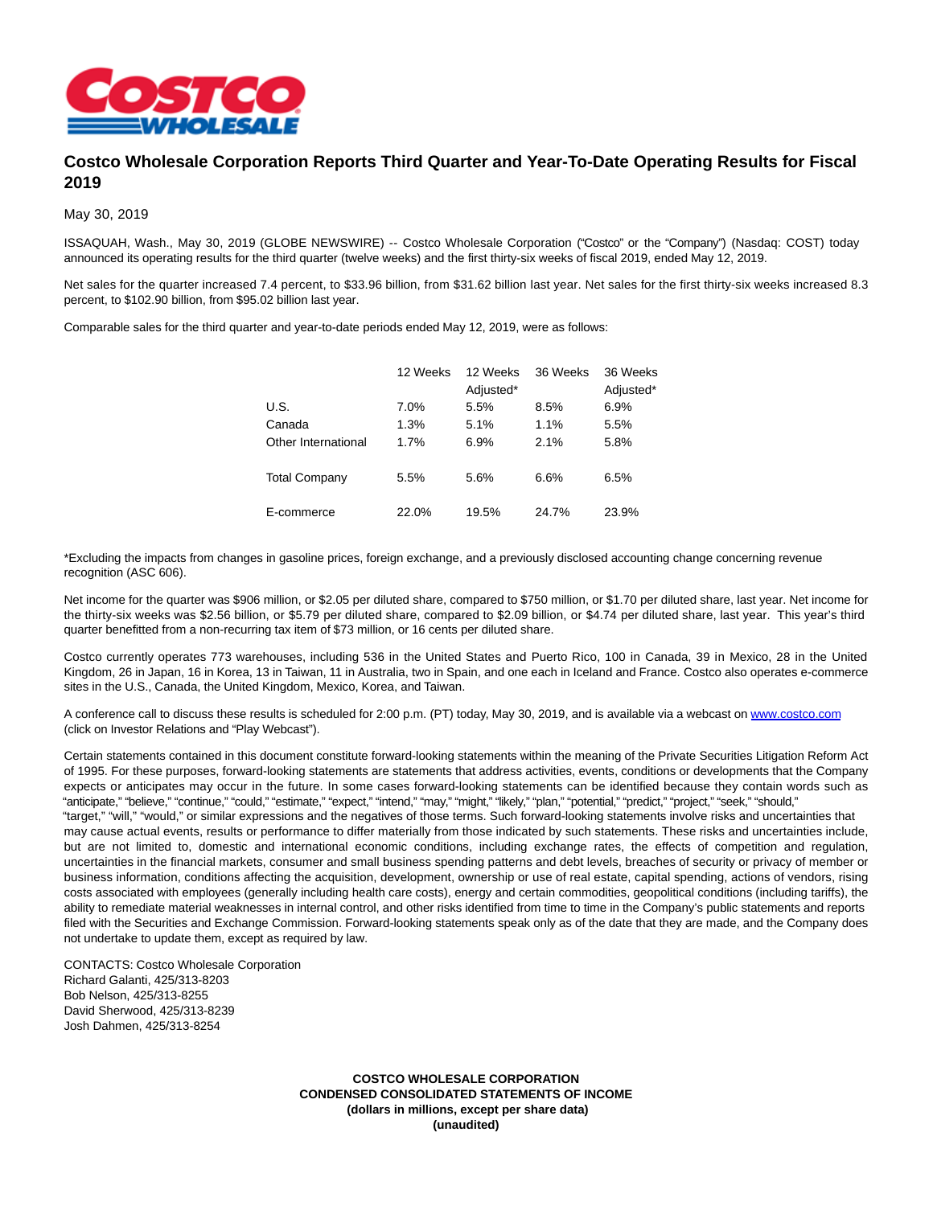# Costco Wholesale Corporation Reports Third Quarter and Year-To-Date Operating Results for Fiscal 2019

May 30, 2019

ISSAQUAH, Wash., May 30, 2019 (GLOBE NEWSWIRE) -- Costco Wholesale Corporation ("Costco" or the "Company") (Nasdaq: COST) today announced its operating results for the third quarter (twelve weeks) and the first thirty-six weeks of fiscal 2019, ended May 12, 2019.

Net sales for the quarter increased 7.4 percent, to $33.96 billion, from $31.62 billion last year. Net sales for the first thirty-six weeks increased 8.3 percent, to $102.90 billion, from $95.02 billion last year.

Comparable sales for the third quarter and year-to-date periods ended May 12, 2019, were as follows:

| | 12 Weeks | 12 Weeks Adjusted* | 36 Weeks | 36 Weeks Adjusted* |
|---|---|---|---|---|
| U.S. | 7.0% | 5.5% | 8.5% | 6.9% |
| Canada | 1.3% | 5.1% | 1.1% | 5.5% |
| Other International | 1.7% | 6.9% | 2.1% | 5.8% |
| Total Company | 5.5% | 5.6% | 6.6% | 6.5% |
| E-commerce | 22.0% | 19.5% | 24.7% | 23.9% |

*Excluding the impacts from changes in gasoline prices, foreign exchange, and a previously disclosed accounting change concerning revenue recognition (ASC 606).

Net income for the quarter was $906 million, or $2.05 per diluted share, compared to $750 million, or $1.70 per diluted share, last year. Net income for the thirty-six weeks was $2.56 billion, or $5.79 per diluted share, compared to $2.09 billion, or $4.74 per diluted share, last year. This year's third quarter benefitted from a non-recurring tax item of $73 million, or 16 cents per diluted share.

Costco currently operates 773 warehouses, including 536 in the United States and Puerto Rico, 100 in Canada, 39 in Mexico, 28 in the United Kingdom, 26 in Japan, 16 in Korea, 13 in Taiwan, 11 in Australia, two in Spain, and one each in Iceland and France. Costco also operates e-commerce sites in the U.S., Canada, the United Kingdom, Mexico, Korea, and Taiwan.

A conference call to discuss these results is scheduled for 2:00 p.m. (PT) today, May 30, 2019, and is available via a webcast on www.costco.com (click on Investor Relations and "Play Webcast").

Certain statements contained in this document constitute forward-looking statements within the meaning of the Private Securities Litigation Reform Act of 1995. For these purposes, forward-looking statements are statements that address activities, events, conditions or developments that the Company expects or anticipates may occur in the future. In some cases forward-looking statements can be identified because they contain words such as "anticipate," "believe," "continue," "could," "estimate," "expect," "intend," "may," "might," "likely," "plan," "potential," "predict," "project," "seek," "should," "target," "will," "would," or similar expressions and the negatives of those terms. Such forward-looking statements involve risks and uncertainties that may cause actual events, results or performance to differ materially from those indicated by such statements. These risks and uncertainties include, but are not limited to, domestic and international economic conditions, including exchange rates, the effects of competition and regulation, uncertainties in the financial markets, consumer and small business spending patterns and debt levels, breaches of security or privacy of member or business information, conditions affecting the acquisition, development, ownership or use of real estate, capital spending, actions of vendors, rising costs associated with employees (generally including health care costs), energy and certain commodities, geopolitical conditions (including tariffs), the ability to remediate material weaknesses in internal control, and other risks identified from time to time in the Company's public statements and reports filed with the Securities and Exchange Commission. Forward-looking statements speak only as of the date that they are made, and the Company does not undertake to update them, except as required by law.

CONTACTS: Costco Wholesale Corporation
Richard Galanti, 425/313-8203
Bob Nelson, 425/313-8255
David Sherwood, 425/313-8239
Josh Dahmen, 425/313-8254

**COSTCO WHOLESALE CORPORATION**
**CONDENSED CONSOLIDATED STATEMENTS OF INCOME**
**(dollars in millions, except per share data)**
**(unaudited)**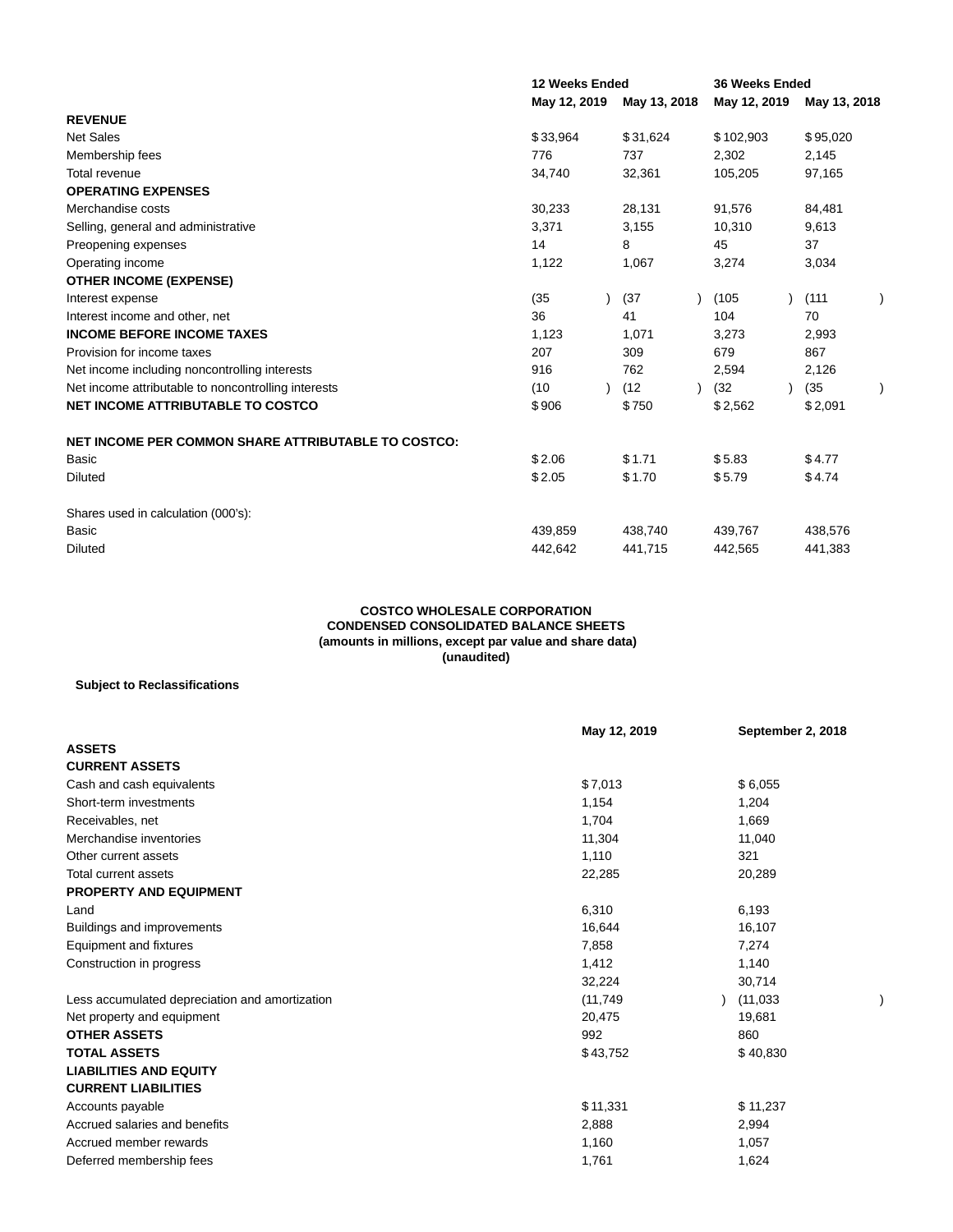| | 12 Weeks Ended | | 36 Weeks Ended | |
|---|---|---|---|---|
| | May 12, 2019 | May 13, 2018 | May 12, 2019 | May 13, 2018 |
| **REVENUE** | | | | |
| Net Sales | $33,964 | $31,624 | $102,903 | $95,020 |
| Membership fees | 776 | 737 | 2,302 | 2,145 |
| Total revenue | 34,740 | 32,361 | 105,205 | 97,165 |
| **OPERATING EXPENSES** | | | | |
| Merchandise costs | 30,233 | 28,131 | 91,576 | 84,481 |
| Selling, general and administrative | 3,371 | 3,155 | 10,310 | 9,613 |
| Preopening expenses | 14 | 8 | 45 | 37 |
| Operating income | 1,122 | 1,067 | 3,274 | 3,034 |
| **OTHER INCOME (EXPENSE)** | | | | |
| Interest expense | (35) | (37) | (105) | (111) |
| Interest income and other, net | 36 | 41 | 104 | 70 |
| **INCOME BEFORE INCOME TAXES** | 1,123 | 1,071 | 3,273 | 2,993 |
| Provision for income taxes | 207 | 309 | 679 | 867 |
| Net income including noncontrolling interests | 916 | 762 | 2,594 | 2,126 |
| Net income attributable to noncontrolling interests | (10) | (12) | (32) | (35) |
| **NET INCOME ATTRIBUTABLE TO COSTCO** | $906 | $750 | $2,562 | $2,091 |
| | | | | |
| **NET INCOME PER COMMON SHARE ATTRIBUTABLE TO COSTCO:** | | | | |
| Basic | $2.06 | $1.71 | $5.83 | $4.77 |
| Diluted | $2.05 | $1.70 | $5.79 | $4.74 |
| | | | | |
| Shares used in calculation (000's): | | | | |
| Basic | 439,859 | 438,740 | 439,767 | 438,576 |
| Diluted | 442,642 | 441,715 | 442,565 | 441,383 |

**COSTCO WHOLESALE CORPORATION**
**CONDENSED CONSOLIDATED BALANCE SHEETS**
**(amounts in millions, except par value and share data)**
**(unaudited)**

**Subject to Reclassifications**

| | May 12, 2019 | September 2, 2018 |
|---|---|---|
| **ASSETS** | | |
| **CURRENT ASSETS** | | |
| Cash and cash equivalents | $7,013 | $6,055 |
| Short-term investments | 1,154 | 1,204 |
| Receivables, net | 1,704 | 1,669 |
| Merchandise inventories | 11,304 | 11,040 |
| Other current assets | 1,110 | 321 |
| Total current assets | 22,285 | 20,289 |
| **PROPERTY AND EQUIPMENT** | | |
| Land | 6,310 | 6,193 |
| Buildings and improvements | 16,644 | 16,107 |
| Equipment and fixtures | 7,858 | 7,274 |
| Construction in progress | 1,412 | 1,140 |
| | 32,224 | 30,714 |
| Less accumulated depreciation and amortization | (11,749) | (11,033) |
| Net property and equipment | 20,475 | 19,681 |
| **OTHER ASSETS** | 992 | 860 |
| **TOTAL ASSETS** | $43,752 | $40,830 |
| **LIABILITIES AND EQUITY** | | |
| **CURRENT LIABILITIES** | | |
| Accounts payable | $11,331 | $11,237 |
| Accrued salaries and benefits | 2,888 | 2,994 |
| Accrued member rewards | 1,160 | 1,057 |
| Deferred membership fees | 1,761 | 1,624 |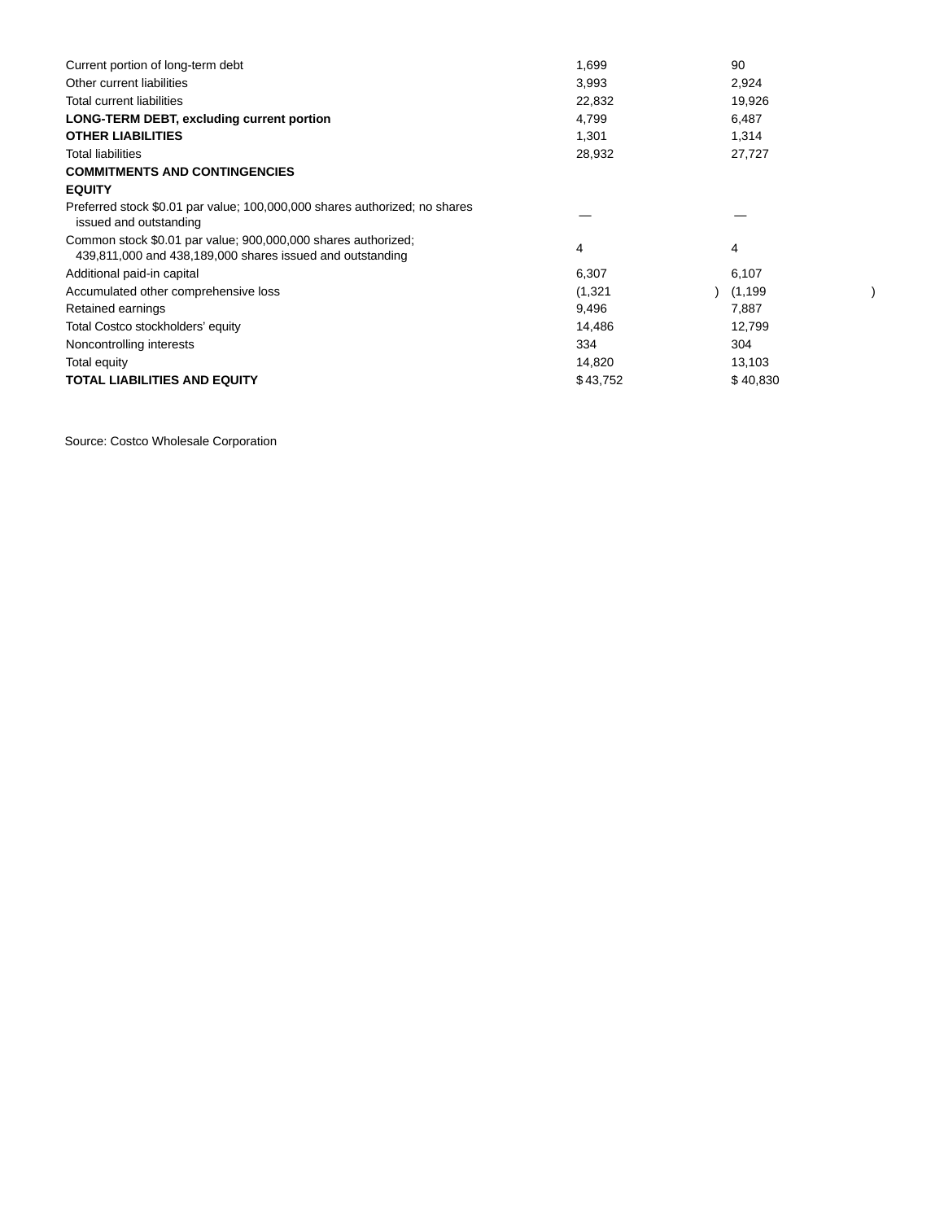| | | |
|---|---|---|
| Current portion of long-term debt | 1,699 | 90 |
| Other current liabilities | 3,993 | 2,924 |
| Total current liabilities | 22,832 | 19,926 |
| **LONG-TERM DEBT, excluding current portion** | 4,799 | 6,487 |
| **OTHER LIABILITIES** | 1,301 | 1,314 |
| Total liabilities | 28,932 | 27,727 |
| **COMMITMENTS AND CONTINGENCIES** | | |
| **EQUITY** | | |
| Preferred stock $0.01 par value; 100,000,000 shares authorized; no shares issued and outstanding | — | — |
| Common stock $0.01 par value; 900,000,000 shares authorized; 439,811,000 and 438,189,000 shares issued and outstanding | 4 | 4 |
| Additional paid-in capital | 6,307 | 6,107 |
| Accumulated other comprehensive loss | (1,321) | (1,199) |
| Retained earnings | 9,496 | 7,887 |
| Total Costco stockholders' equity | 14,486 | 12,799 |
| Noncontrolling interests | 334 | 304 |
| Total equity | 14,820 | 13,103 |
| **TOTAL LIABILITIES AND EQUITY** | $ 43,752 | $ 40,830 |

Source: Costco Wholesale Corporation